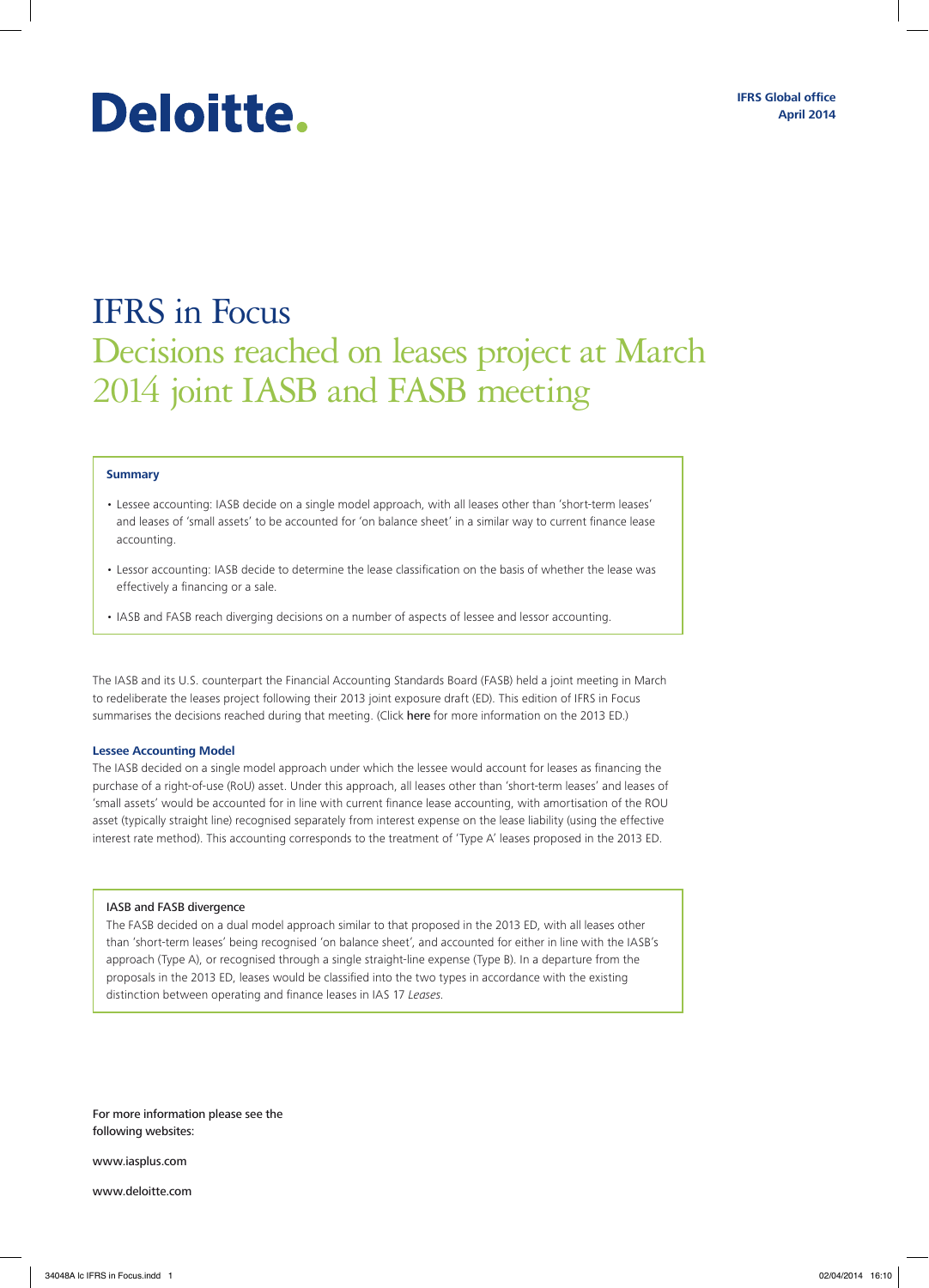Deloitte.

**IFRS Global office**
**April 2014**

# IFRS in Focus

## Decisions reached on leases project at March 2014 joint IASB and FASB meeting

**Summary**

- Lessee accounting: IASB decide on a single model approach, with all leases other than 'short-term leases' and leases of 'small assets' to be accounted for 'on balance sheet' in a similar way to current finance lease accounting.
- Lessor accounting: IASB decide to determine the lease classification on the basis of whether the lease was effectively a financing or a sale.
- IASB and FASB reach diverging decisions on a number of aspects of lessee and lessor accounting.

The IASB and its U.S. counterpart the Financial Accounting Standards Board (FASB) held a joint meeting in March to redeliberate the leases project following their 2013 joint exposure draft (ED). This edition of IFRS in Focus summarises the decisions reached during that meeting. (Click **here** for more information on the 2013 ED.)

### Lessee Accounting Model

The IASB decided on a single model approach under which the lessee would account for leases as financing the purchase of a right-of-use (RoU) asset. Under this approach, all leases other than 'short-term leases' and leases of 'small assets' would be accounted for in line with current finance lease accounting, with amortisation of the ROU asset (typically straight line) recognised separately from interest expense on the lease liability (using the effective interest rate method). This accounting corresponds to the treatment of 'Type A' leases proposed in the 2013 ED.

IASB and FASB divergence

The FASB decided on a dual model approach similar to that proposed in the 2013 ED, with all leases other than 'short-term leases' being recognised 'on balance sheet', and accounted for either in line with the IASB's approach (Type A), or recognised through a single straight-line expense (Type B). In a departure from the proposals in the 2013 ED, leases would be classified into the two types in accordance with the existing distinction between operating and finance leases in IAS 17 *Leases*.

For more information please see the following websites:

www.iasplus.com

www.deloitte.com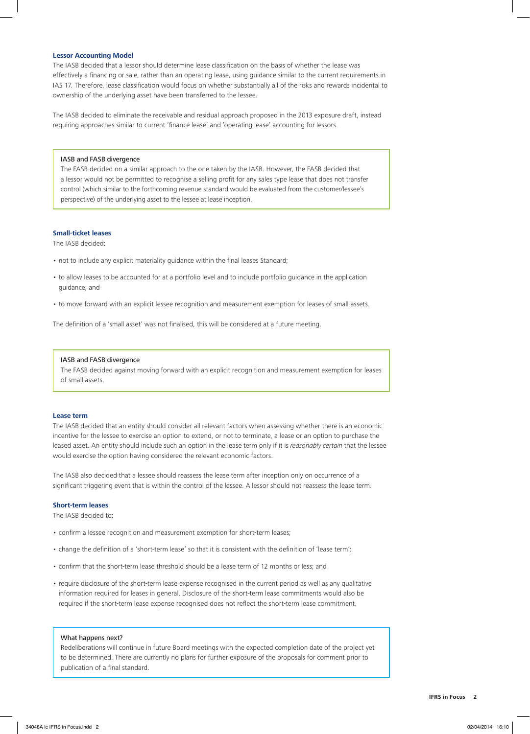### Lessor Accounting Model

The IASB decided that a lessor should determine lease classification on the basis of whether the lease was effectively a financing or sale, rather than an operating lease, using guidance similar to the current requirements in IAS 17. Therefore, lease classification would focus on whether substantially all of the risks and rewards incidental to ownership of the underlying asset have been transferred to the lessee.

The IASB decided to eliminate the receivable and residual approach proposed in the 2013 exposure draft, instead requiring approaches similar to current 'finance lease' and 'operating lease' accounting for lessors.

> IASB and FASB divergence
>
> The FASB decided on a similar approach to the one taken by the IASB. However, the FASB decided that a lessor would not be permitted to recognise a selling profit for any sales type lease that does not transfer control (which similar to the forthcoming revenue standard would be evaluated from the customer/lessee's perspective) of the underlying asset to the lessee at lease inception.

### Small-ticket leases

The IASB decided:

- not to include any explicit materiality guidance within the final leases Standard;
- to allow leases to be accounted for at a portfolio level and to include portfolio guidance in the application guidance; and
- to move forward with an explicit lessee recognition and measurement exemption for leases of small assets.

The definition of a 'small asset' was not finalised, this will be considered at a future meeting.

> IASB and FASB divergence
>
> The FASB decided against moving forward with an explicit recognition and measurement exemption for leases of small assets.

### Lease term

The IASB decided that an entity should consider all relevant factors when assessing whether there is an economic incentive for the lessee to exercise an option to extend, or not to terminate, a lease or an option to purchase the leased asset. An entity should include such an option in the lease term only if it is *reasonably certain* that the lessee would exercise the option having considered the relevant economic factors.

The IASB also decided that a lessee should reassess the lease term after inception only on occurrence of a significant triggering event that is within the control of the lessee. A lessor should not reassess the lease term.

### Short-term leases

The IASB decided to:

- confirm a lessee recognition and measurement exemption for short-term leases;
- change the definition of a 'short-term lease' so that it is consistent with the definition of 'lease term';
- confirm that the short-term lease threshold should be a lease term of 12 months or less; and
- require disclosure of the short-term lease expense recognised in the current period as well as any qualitative information required for leases in general. Disclosure of the short-term lease commitments would also be required if the short-term lease expense recognised does not reflect the short-term lease commitment.

> What happens next?
>
> Redeliberations will continue in future Board meetings with the expected completion date of the project yet to be determined. There are currently no plans for further exposure of the proposals for comment prior to publication of a final standard.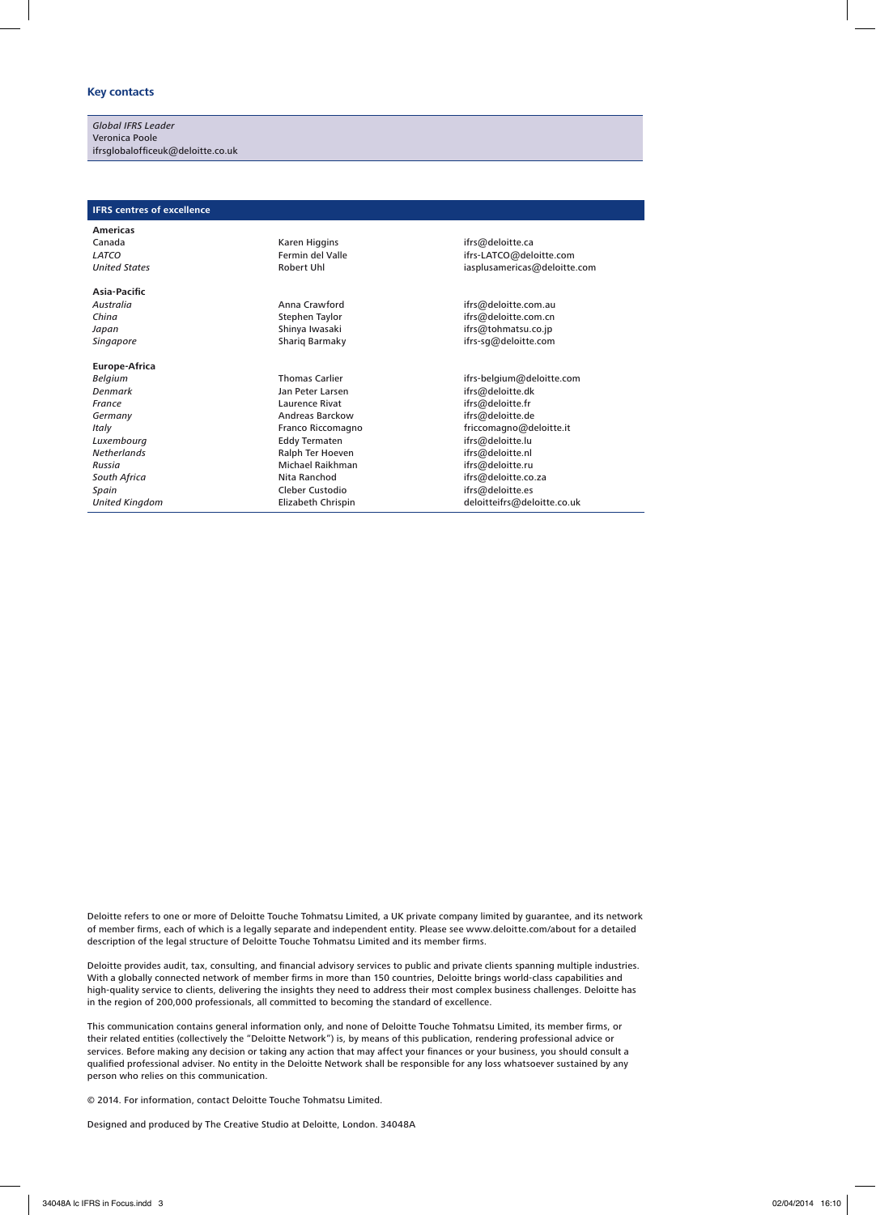## Key contacts

*Global IFRS Leader*
Veronica Poole
ifrsglobalofficeuk@deloitte.co.uk

| IFRS centres of excellence | | |
|---|---|---|
| **Americas** | | |
| Canada | Karen Higgins | ifrs@deloitte.ca |
| *LATCO* | Fermin del Valle | ifrs-LATCO@deloitte.com |
| *United States* | Robert Uhl | iasplusamericas@deloitte.com |
| **Asia-Pacific** | | |
| *Australia* | Anna Crawford | ifrs@deloitte.com.au |
| *China* | Stephen Taylor | ifrs@deloitte.com.cn |
| *Japan* | Shinya Iwasaki | ifrs@tohmatsu.co.jp |
| *Singapore* | Shariq Barmaky | ifrs-sg@deloitte.com |
| **Europe-Africa** | | |
| *Belgium* | Thomas Carlier | ifrs-belgium@deloitte.com |
| *Denmark* | Jan Peter Larsen | ifrs@deloitte.dk |
| *France* | Laurence Rivat | ifrs@deloitte.fr |
| *Germany* | Andreas Barckow | ifrs@deloitte.de |
| *Italy* | Franco Riccomagno | friccomagno@deloitte.it |
| *Luxembourg* | Eddy Termaten | ifrs@deloitte.lu |
| *Netherlands* | Ralph Ter Hoeven | ifrs@deloitte.nl |
| *Russia* | Michael Raikhman | ifrs@deloitte.ru |
| *South Africa* | Nita Ranchod | ifrs@deloitte.co.za |
| *Spain* | Cleber Custodio | ifrs@deloitte.es |
| *United Kingdom* | Elizabeth Chrispin | deloitteifrs@deloitte.co.uk |

Deloitte refers to one or more of Deloitte Touche Tohmatsu Limited, a UK private company limited by guarantee, and its network of member firms, each of which is a legally separate and independent entity. Please see www.deloitte.com/about for a detailed description of the legal structure of Deloitte Touche Tohmatsu Limited and its member firms.

Deloitte provides audit, tax, consulting, and financial advisory services to public and private clients spanning multiple industries. With a globally connected network of member firms in more than 150 countries, Deloitte brings world-class capabilities and high-quality service to clients, delivering the insights they need to address their most complex business challenges. Deloitte has in the region of 200,000 professionals, all committed to becoming the standard of excellence.

This communication contains general information only, and none of Deloitte Touche Tohmatsu Limited, its member firms, or their related entities (collectively the "Deloitte Network") is, by means of this publication, rendering professional advice or services. Before making any decision or taking any action that may affect your finances or your business, you should consult a qualified professional adviser. No entity in the Deloitte Network shall be responsible for any loss whatsoever sustained by any person who relies on this communication.

© 2014. For information, contact Deloitte Touche Tohmatsu Limited.

Designed and produced by The Creative Studio at Deloitte, London. 34048A